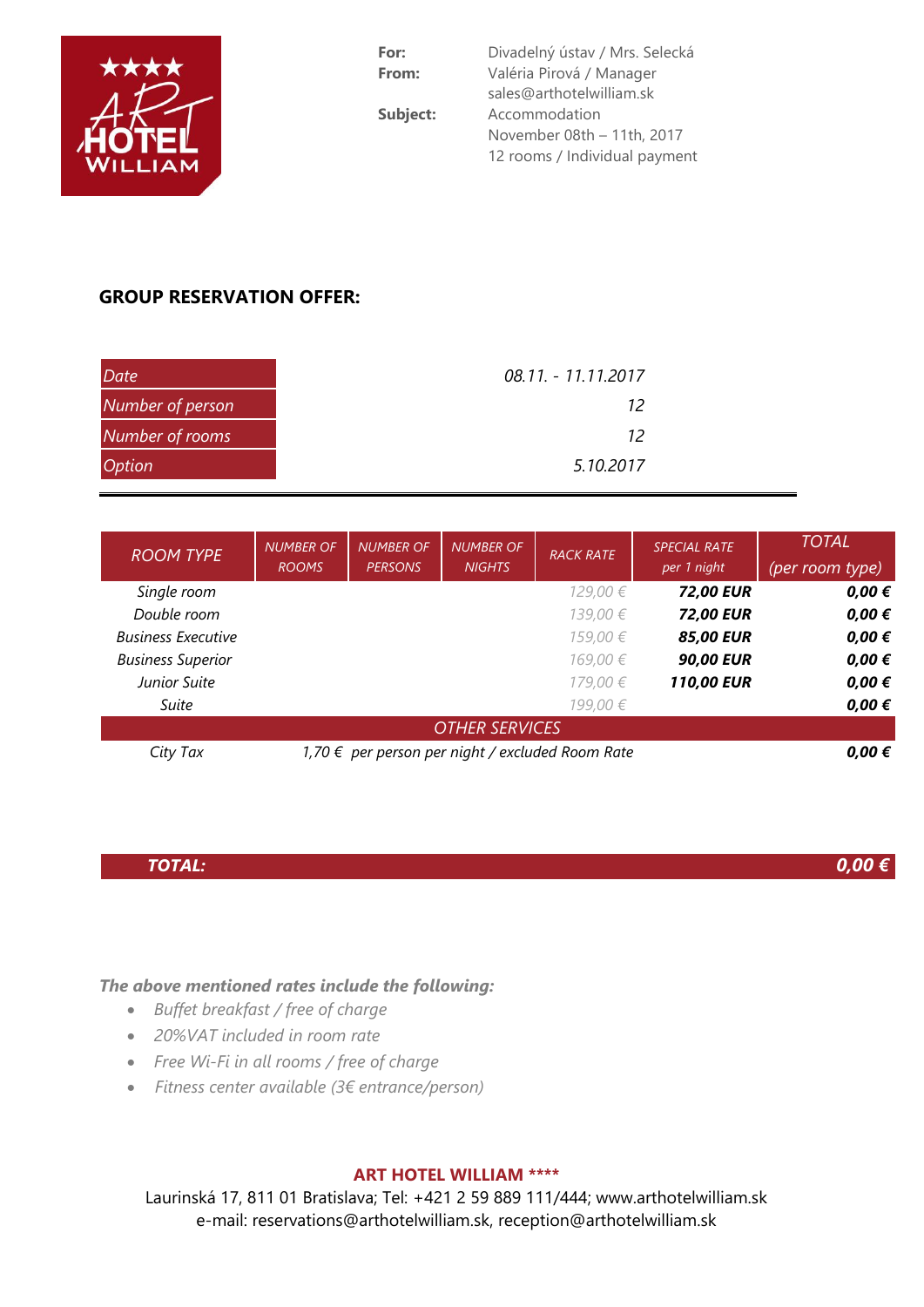**ART HOTEL WILLIAM ★★★★**

| | |
|---|---|
| **For:** | Divadelný ústav / Mrs. Selecká |
| **From:** | Valéria Pirová / Manager<br>sales@arthotelwilliam.sk |
| **Subject:** | Accommodation<br>November 08th – 11th, 2017<br>12 rooms / Individual payment |

## GROUP RESERVATION OFFER:

| | |
|---|---|
| *Date* | *08.11. - 11.11.2017* |
| *Number of person* | *12* |
| *Number of rooms* | *12* |
| *Option* | *5.10.2017* |

| ROOM TYPE | NUMBER OF ROOMS | NUMBER OF PERSONS | NUMBER OF NIGHTS | RACK RATE | SPECIAL RATE per 1 night | TOTAL (per room type) |
|---|---|---|---|---|---|---|
| *Single room* | | | | *129,00 €* | ***72,00 EUR*** | ***0,00 €*** |
| *Double room* | | | | *139,00 €* | ***72,00 EUR*** | ***0,00 €*** |
| *Business Executive* | | | | *159,00 €* | ***85,00 EUR*** | ***0,00 €*** |
| *Business Superior* | | | | *169,00 €* | ***90,00 EUR*** | ***0,00 €*** |
| *Junior Suite* | | | | *179,00 €* | ***110,00 EUR*** | ***0,00 €*** |
| *Suite* | | | | *199,00 €* | | ***0,00 €*** |
| *OTHER SERVICES* | | | | | | |
| *City Tax* | *1,70 € per person per night / excluded Room Rate* | | | | | ***0,00 €*** |
| ***TOTAL:*** | | | | | | ***0,00 €*** |

***The above mentioned rates include the following:***

- *Buffet breakfast / free of charge*
- *20%VAT included in room rate*
- *Free Wi-Fi in all rooms / free of charge*
- *Fitness center available (3€ entrance/person)*

**ART HOTEL WILLIAM \*\*\*\***
Laurinská 17, 811 01 Bratislava; Tel: +421 2 59 889 111/444; www.arthotelwilliam.sk
e-mail: reservations@arthotelwilliam.sk, reception@arthotelwilliam.sk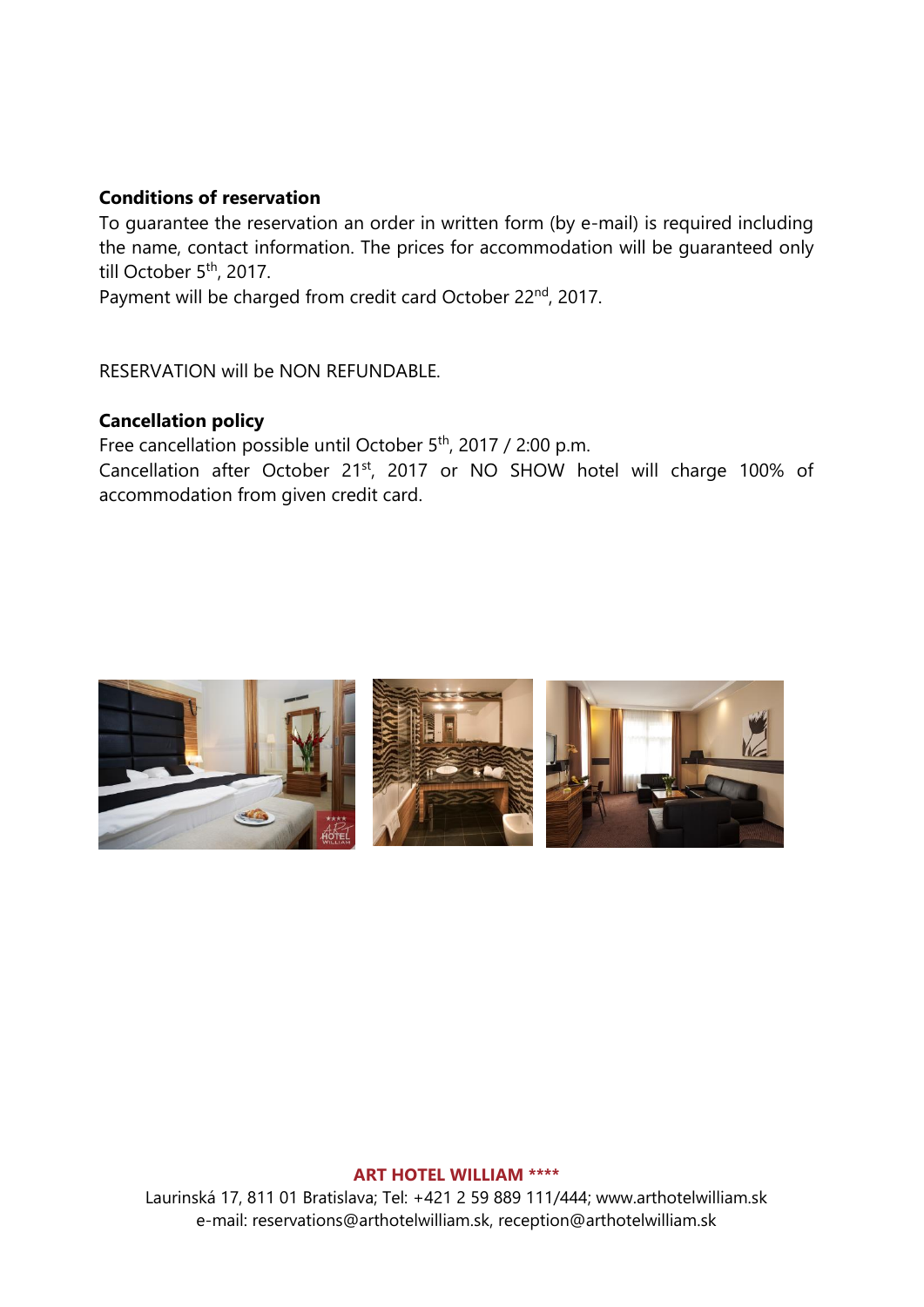**Conditions of reservation**

To guarantee the reservation an order in written form (by e-mail) is required including the name, contact information. The prices for accommodation will be guaranteed only till October 5th, 2017.

Payment will be charged from credit card October 22nd, 2017.

RESERVATION will be NON REFUNDABLE.

**Cancellation policy**

Free cancellation possible until October 5th, 2017 / 2:00 p.m.

Cancellation after October 21st, 2017 or NO SHOW hotel will charge 100% of accommodation from given credit card.

**ART HOTEL WILLIAM ****

Laurinská 17, 811 01 Bratislava; Tel: +421 2 59 889 111/444; www.arthotelwilliam.sk

e-mail: reservations@arthotelwilliam.sk, reception@arthotelwilliam.sk